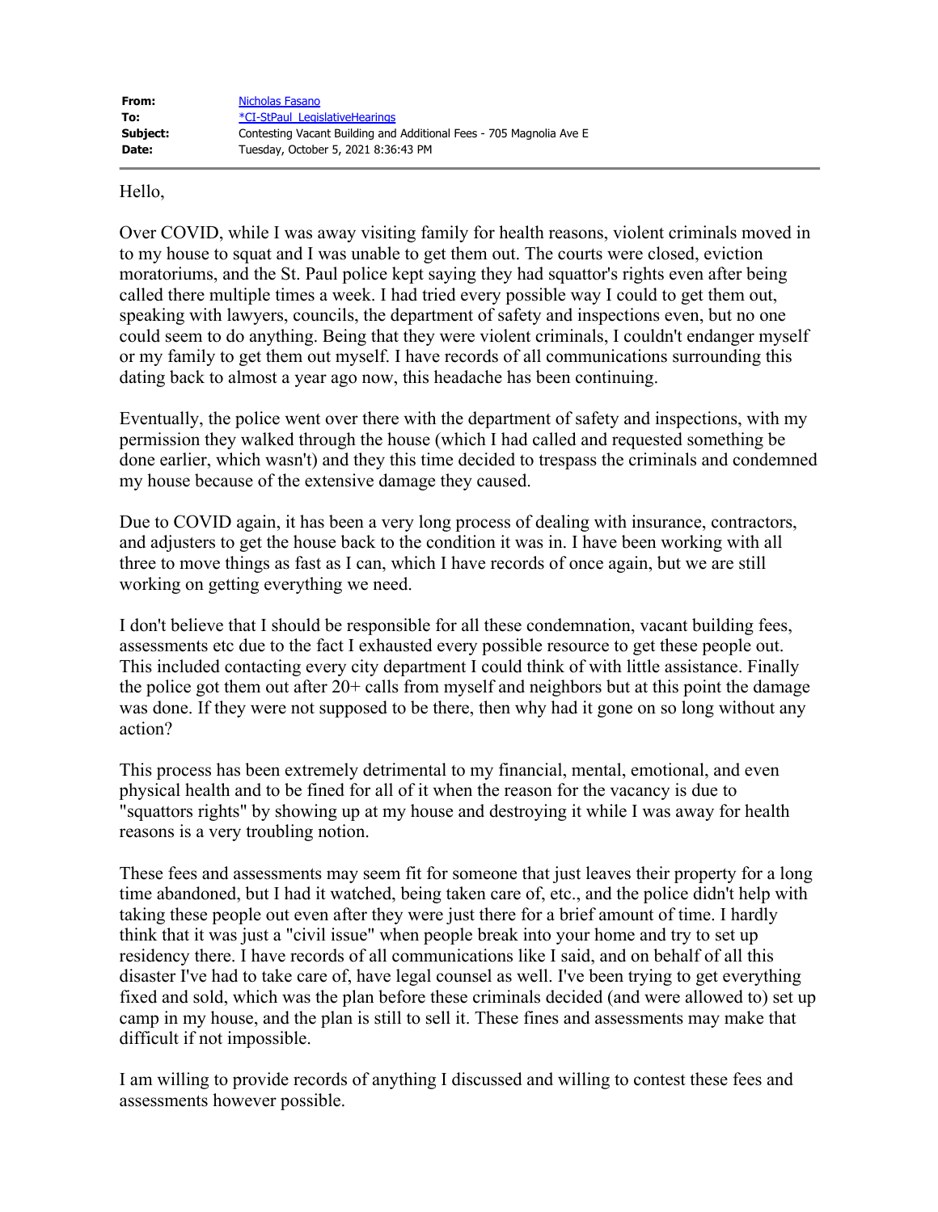| | |
|---|---|
| **From:** | Nicholas Fasano |
| **To:** | *CI-StPaul_LegislativeHearings |
| **Subject:** | Contesting Vacant Building and Additional Fees - 705 Magnolia Ave E |
| **Date:** | Tuesday, October 5, 2021 8:36:43 PM |

Hello,

Over COVID, while I was away visiting family for health reasons, violent criminals moved in to my house to squat and I was unable to get them out. The courts were closed, eviction moratoriums, and the St. Paul police kept saying they had squattor's rights even after being called there multiple times a week. I had tried every possible way I could to get them out, speaking with lawyers, councils, the department of safety and inspections even, but no one could seem to do anything. Being that they were violent criminals, I couldn't endanger myself or my family to get them out myself. I have records of all communications surrounding this dating back to almost a year ago now, this headache has been continuing.

Eventually, the police went over there with the department of safety and inspections, with my permission they walked through the house (which I had called and requested something be done earlier, which wasn't) and they this time decided to trespass the criminals and condemned my house because of the extensive damage they caused.

Due to COVID again, it has been a very long process of dealing with insurance, contractors, and adjusters to get the house back to the condition it was in. I have been working with all three to move things as fast as I can, which I have records of once again, but we are still working on getting everything we need.

I don't believe that I should be responsible for all these condemnation, vacant building fees, assessments etc due to the fact I exhausted every possible resource to get these people out. This included contacting every city department I could think of with little assistance. Finally the police got them out after 20+ calls from myself and neighbors but at this point the damage was done. If they were not supposed to be there, then why had it gone on so long without any action?

This process has been extremely detrimental to my financial, mental, emotional, and even physical health and to be fined for all of it when the reason for the vacancy is due to "squattors rights" by showing up at my house and destroying it while I was away for health reasons is a very troubling notion.

These fees and assessments may seem fit for someone that just leaves their property for a long time abandoned, but I had it watched, being taken care of, etc., and the police didn't help with taking these people out even after they were just there for a brief amount of time. I hardly think that it was just a "civil issue" when people break into your home and try to set up residency there. I have records of all communications like I said, and on behalf of all this disaster I've had to take care of, have legal counsel as well. I've been trying to get everything fixed and sold, which was the plan before these criminals decided (and were allowed to) set up camp in my house, and the plan is still to sell it. These fines and assessments may make that difficult if not impossible.

I am willing to provide records of anything I discussed and willing to contest these fees and assessments however possible.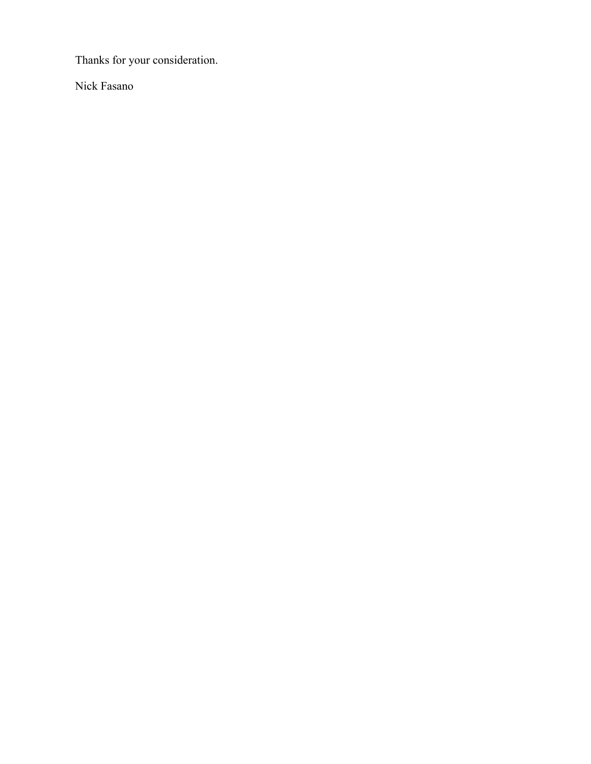Thanks for your consideration.

Nick Fasano